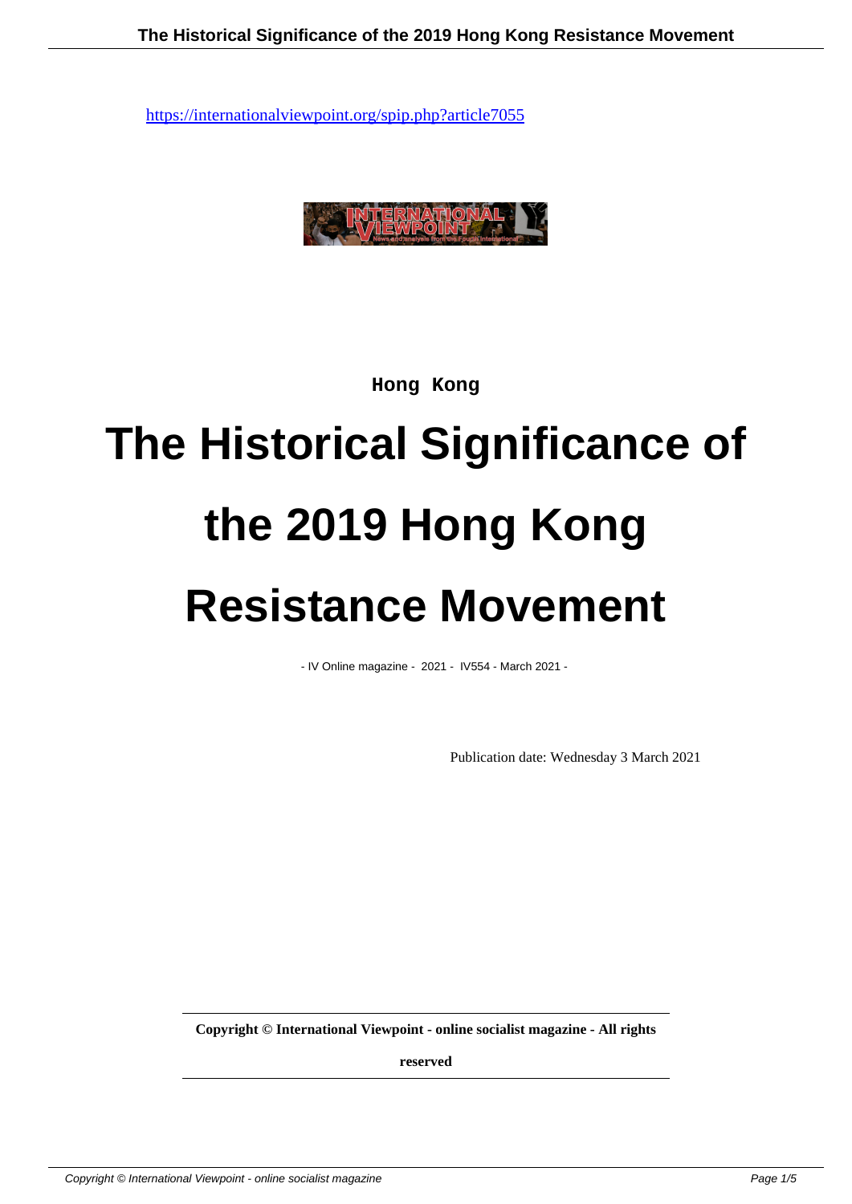https://internationalviewpoint.org/spip.php?article7055

Hong Kong

# The Historical Significance of the 2019 Hong Kong Resistance Movement

- IV Online magazine - 2021 - IV554 - March 2021 -

Publication date: Wednesday 3 March 2021

**Copyright © International Viewpoint - online socialist magazine - All rights reserved**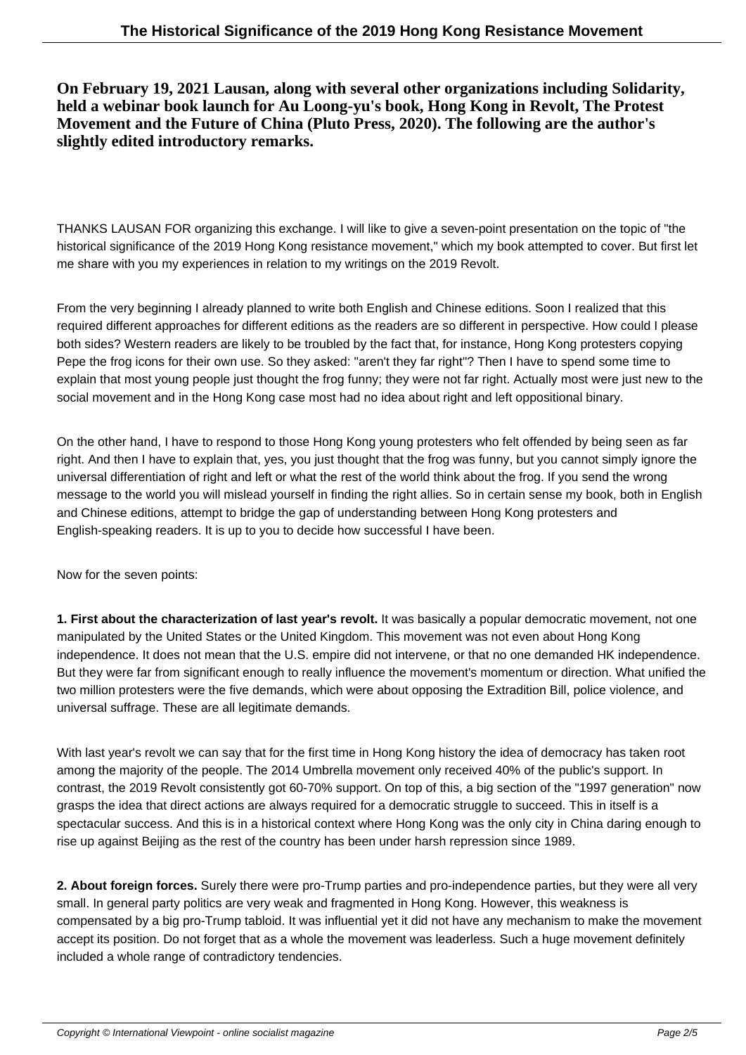**On February 19, 2021 Lausan, along with several other organizations including Solidarity, held a webinar book launch for Au Loong-yu's book, Hong Kong in Revolt, The Protest Movement and the Future of China (Pluto Press, 2020). The following are the author's slightly edited introductory remarks.**

THANKS LAUSAN FOR organizing this exchange. I will like to give a seven-point presentation on the topic of "the historical significance of the 2019 Hong Kong resistance movement," which my book attempted to cover. But first let me share with you my experiences in relation to my writings on the 2019 Revolt.

From the very beginning I already planned to write both English and Chinese editions. Soon I realized that this required different approaches for different editions as the readers are so different in perspective. How could I please both sides? Western readers are likely to be troubled by the fact that, for instance, Hong Kong protesters copying Pepe the frog icons for their own use. So they asked: "aren't they far right"? Then I have to spend some time to explain that most young people just thought the frog funny; they were not far right. Actually most were just new to the social movement and in the Hong Kong case most had no idea about right and left oppositional binary.

On the other hand, I have to respond to those Hong Kong young protesters who felt offended by being seen as far right. And then I have to explain that, yes, you just thought that the frog was funny, but you cannot simply ignore the universal differentiation of right and left or what the rest of the world think about the frog. If you send the wrong message to the world you will mislead yourself in finding the right allies. So in certain sense my book, both in English and Chinese editions, attempt to bridge the gap of understanding between Hong Kong protesters and English-speaking readers. It is up to you to decide how successful I have been.

Now for the seven points:

**1. First about the characterization of last year's revolt.** It was basically a popular democratic movement, not one manipulated by the United States or the United Kingdom. This movement was not even about Hong Kong independence. It does not mean that the U.S. empire did not intervene, or that no one demanded HK independence. But they were far from significant enough to really influence the movement's momentum or direction. What unified the two million protesters were the five demands, which were about opposing the Extradition Bill, police violence, and universal suffrage. These are all legitimate demands.

With last year's revolt we can say that for the first time in Hong Kong history the idea of democracy has taken root among the majority of the people. The 2014 Umbrella movement only received 40% of the public's support. In contrast, the 2019 Revolt consistently got 60-70% support. On top of this, a big section of the "1997 generation" now grasps the idea that direct actions are always required for a democratic struggle to succeed. This in itself is a spectacular success. And this is in a historical context where Hong Kong was the only city in China daring enough to rise up against Beijing as the rest of the country has been under harsh repression since 1989.

**2. About foreign forces.** Surely there were pro-Trump parties and pro-independence parties, but they were all very small. In general party politics are very weak and fragmented in Hong Kong. However, this weakness is compensated by a big pro-Trump tabloid. It was influential yet it did not have any mechanism to make the movement accept its position. Do not forget that as a whole the movement was leaderless. Such a huge movement definitely included a whole range of contradictory tendencies.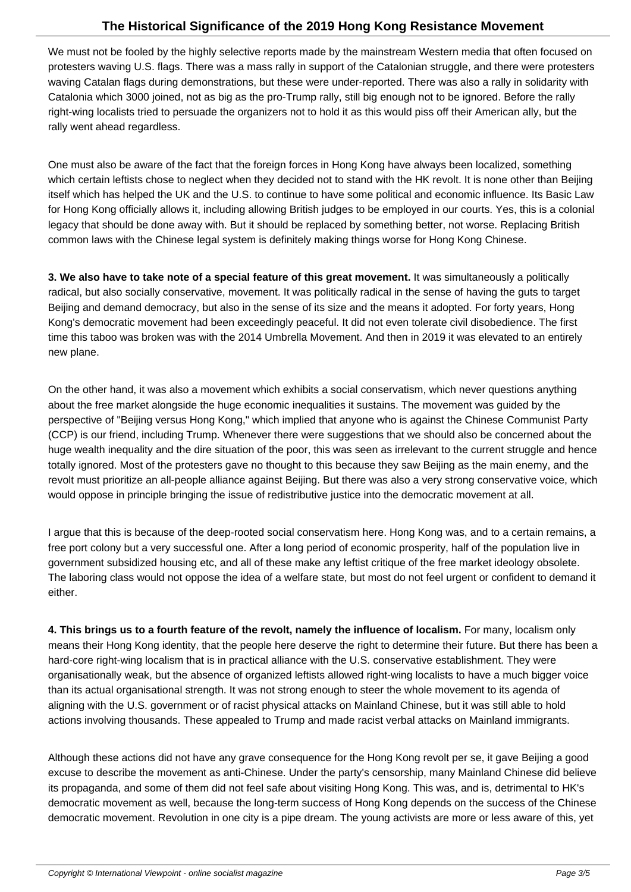We must not be fooled by the highly selective reports made by the mainstream Western media that often focused on protesters waving U.S. flags. There was a mass rally in support of the Catalonian struggle, and there were protesters waving Catalan flags during demonstrations, but these were under-reported. There was also a rally in solidarity with Catalonia which 3000 joined, not as big as the pro-Trump rally, still big enough not to be ignored. Before the rally right-wing localists tried to persuade the organizers not to hold it as this would piss off their American ally, but the rally went ahead regardless.

One must also be aware of the fact that the foreign forces in Hong Kong have always been localized, something which certain leftists chose to neglect when they decided not to stand with the HK revolt. It is none other than Beijing itself which has helped the UK and the U.S. to continue to have some political and economic influence. Its Basic Law for Hong Kong officially allows it, including allowing British judges to be employed in our courts. Yes, this is a colonial legacy that should be done away with. But it should be replaced by something better, not worse. Replacing British common laws with the Chinese legal system is definitely making things worse for Hong Kong Chinese.

**3. We also have to take note of a special feature of this great movement.** It was simultaneously a politically radical, but also socially conservative, movement. It was politically radical in the sense of having the guts to target Beijing and demand democracy, but also in the sense of its size and the means it adopted. For forty years, Hong Kong's democratic movement had been exceedingly peaceful. It did not even tolerate civil disobedience. The first time this taboo was broken was with the 2014 Umbrella Movement. And then in 2019 it was elevated to an entirely new plane.

On the other hand, it was also a movement which exhibits a social conservatism, which never questions anything about the free market alongside the huge economic inequalities it sustains. The movement was guided by the perspective of "Beijing versus Hong Kong," which implied that anyone who is against the Chinese Communist Party (CCP) is our friend, including Trump. Whenever there were suggestions that we should also be concerned about the huge wealth inequality and the dire situation of the poor, this was seen as irrelevant to the current struggle and hence totally ignored. Most of the protesters gave no thought to this because they saw Beijing as the main enemy, and the revolt must prioritize an all-people alliance against Beijing. But there was also a very strong conservative voice, which would oppose in principle bringing the issue of redistributive justice into the democratic movement at all.

I argue that this is because of the deep-rooted social conservatism here. Hong Kong was, and to a certain remains, a free port colony but a very successful one. After a long period of economic prosperity, half of the population live in government subsidized housing etc, and all of these make any leftist critique of the free market ideology obsolete. The laboring class would not oppose the idea of a welfare state, but most do not feel urgent or confident to demand it either.

**4. This brings us to a fourth feature of the revolt, namely the influence of localism.** For many, localism only means their Hong Kong identity, that the people here deserve the right to determine their future. But there has been a hard-core right-wing localism that is in practical alliance with the U.S. conservative establishment. They were organisationally weak, but the absence of organized leftists allowed right-wing localists to have a much bigger voice than its actual organisational strength. It was not strong enough to steer the whole movement to its agenda of aligning with the U.S. government or of racist physical attacks on Mainland Chinese, but it was still able to hold actions involving thousands. These appealed to Trump and made racist verbal attacks on Mainland immigrants.

Although these actions did not have any grave consequence for the Hong Kong revolt per se, it gave Beijing a good excuse to describe the movement as anti-Chinese. Under the party's censorship, many Mainland Chinese did believe its propaganda, and some of them did not feel safe about visiting Hong Kong. This was, and is, detrimental to HK's democratic movement as well, because the long-term success of Hong Kong depends on the success of the Chinese democratic movement. Revolution in one city is a pipe dream. The young activists are more or less aware of this, yet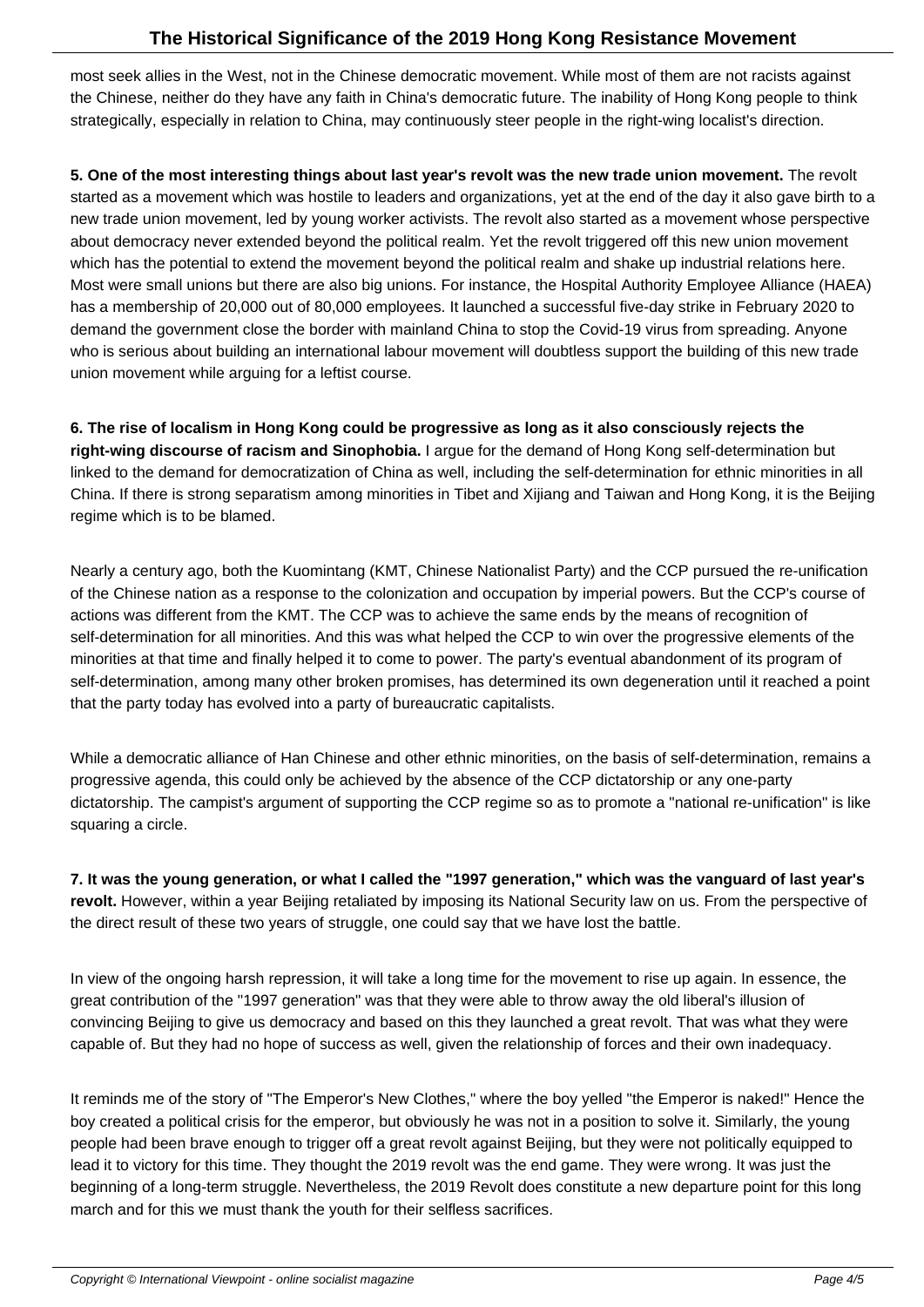most seek allies in the West, not in the Chinese democratic movement. While most of them are not racists against the Chinese, neither do they have any faith in China's democratic future. The inability of Hong Kong people to think strategically, especially in relation to China, may continuously steer people in the right-wing localist's direction.

**5. One of the most interesting things about last year's revolt was the new trade union movement.** The revolt started as a movement which was hostile to leaders and organizations, yet at the end of the day it also gave birth to a new trade union movement, led by young worker activists. The revolt also started as a movement whose perspective about democracy never extended beyond the political realm. Yet the revolt triggered off this new union movement which has the potential to extend the movement beyond the political realm and shake up industrial relations here. Most were small unions but there are also big unions. For instance, the Hospital Authority Employee Alliance (HAEA) has a membership of 20,000 out of 80,000 employees. It launched a successful five-day strike in February 2020 to demand the government close the border with mainland China to stop the Covid-19 virus from spreading. Anyone who is serious about building an international labour movement will doubtless support the building of this new trade union movement while arguing for a leftist course.

**6. The rise of localism in Hong Kong could be progressive as long as it also consciously rejects the right-wing discourse of racism and Sinophobia.** I argue for the demand of Hong Kong self-determination but linked to the demand for democratization of China as well, including the self-determination for ethnic minorities in all China. If there is strong separatism among minorities in Tibet and Xijiang and Taiwan and Hong Kong, it is the Beijing regime which is to be blamed.

Nearly a century ago, both the Kuomintang (KMT, Chinese Nationalist Party) and the CCP pursued the re-unification of the Chinese nation as a response to the colonization and occupation by imperial powers. But the CCP's course of actions was different from the KMT. The CCP was to achieve the same ends by the means of recognition of self-determination for all minorities. And this was what helped the CCP to win over the progressive elements of the minorities at that time and finally helped it to come to power. The party's eventual abandonment of its program of self-determination, among many other broken promises, has determined its own degeneration until it reached a point that the party today has evolved into a party of bureaucratic capitalists.

While a democratic alliance of Han Chinese and other ethnic minorities, on the basis of self-determination, remains a progressive agenda, this could only be achieved by the absence of the CCP dictatorship or any one-party dictatorship. The campist's argument of supporting the CCP regime so as to promote a "national re-unification" is like squaring a circle.

**7. It was the young generation, or what I called the "1997 generation," which was the vanguard of last year's revolt.** However, within a year Beijing retaliated by imposing its National Security law on us. From the perspective of the direct result of these two years of struggle, one could say that we have lost the battle.

In view of the ongoing harsh repression, it will take a long time for the movement to rise up again. In essence, the great contribution of the "1997 generation" was that they were able to throw away the old liberal's illusion of convincing Beijing to give us democracy and based on this they launched a great revolt. That was what they were capable of. But they had no hope of success as well, given the relationship of forces and their own inadequacy.

It reminds me of the story of "The Emperor's New Clothes," where the boy yelled "the Emperor is naked!" Hence the boy created a political crisis for the emperor, but obviously he was not in a position to solve it. Similarly, the young people had been brave enough to trigger off a great revolt against Beijing, but they were not politically equipped to lead it to victory for this time. They thought the 2019 revolt was the end game. They were wrong. It was just the beginning of a long-term struggle. Nevertheless, the 2019 Revolt does constitute a new departure point for this long march and for this we must thank the youth for their selfless sacrifices.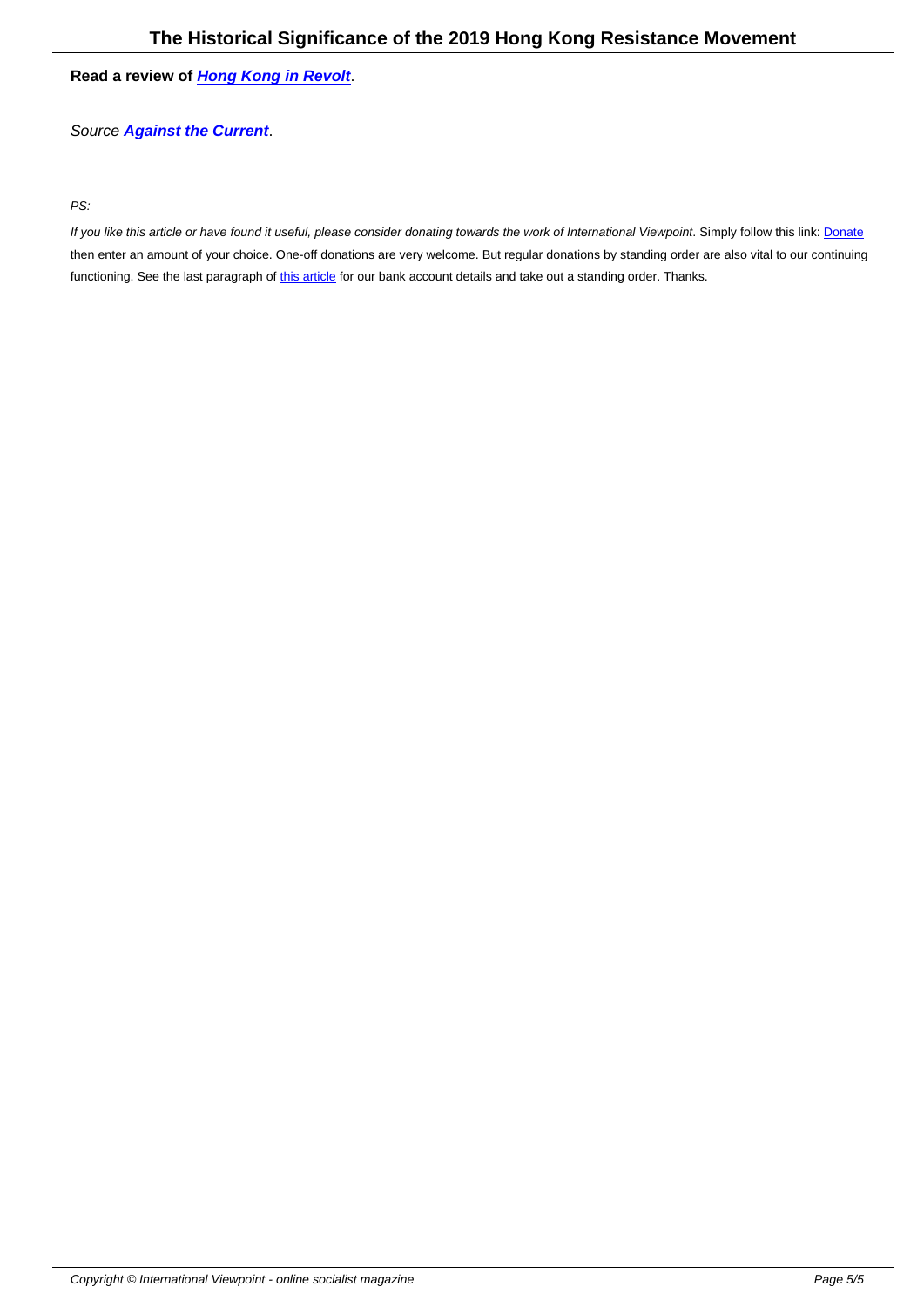**Read a review of *Hong Kong in Revolt*.**

*Source* ***Against the Current***.

*PS:*

*If you like this article or have found it useful, please consider donating towards the work of International Viewpoint*. Simply follow this link: Donate then enter an amount of your choice. One-off donations are very welcome. But regular donations by standing order are also vital to our continuing functioning. See the last paragraph of this article for our bank account details and take out a standing order. Thanks.